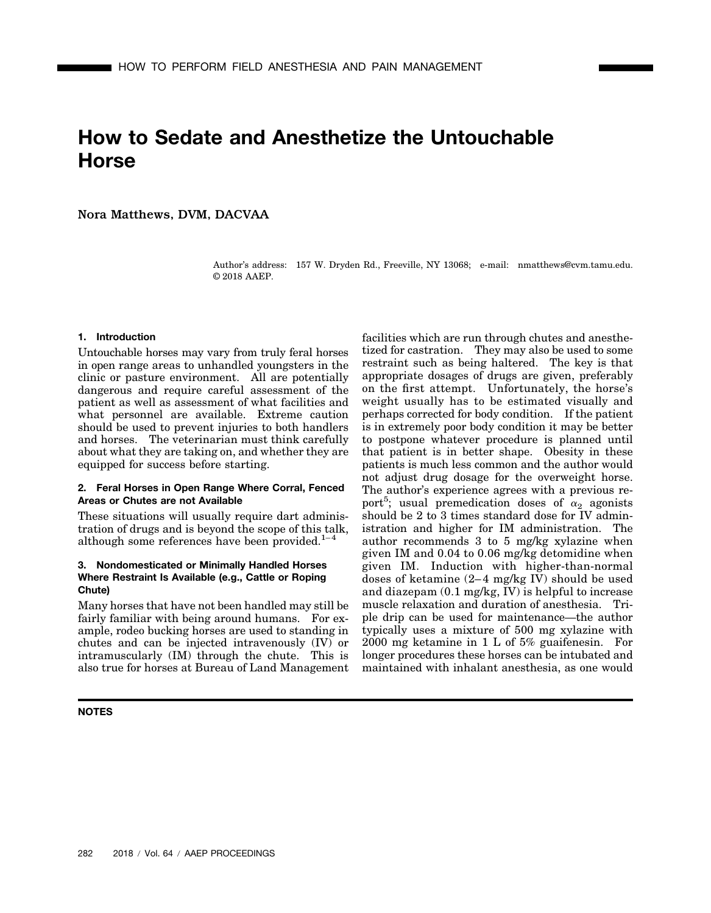# How to Sedate and Anesthetize the Untouchable Horse

Nora Matthews, DVM, DACVAA

Author's address: 157 W. Dryden Rd., Freeville, NY 13068; e-mail: nmatthews@cvm.tamu.edu. © 2018 AAEP.

## 1. Introduction

Untouchable horses may vary from truly feral horses in open range areas to unhandled youngsters in the clinic or pasture environment. All are potentially dangerous and require careful assessment of the patient as well as assessment of what facilities and what personnel are available. Extreme caution should be used to prevent injuries to both handlers and horses. The veterinarian must think carefully about what they are taking on, and whether they are equipped for success before starting.

## 2. Feral Horses in Open Range Where Corral, Fenced Areas or Chutes are not Available

These situations will usually require dart administration of drugs and is beyond the scope of this talk, although some references have been provided.[1–4]

## 3. Nondomesticated or Minimally Handled Horses Where Restraint Is Available (e.g., Cattle or Roping Chute)

Many horses that have not been handled may still be fairly familiar with being around humans. For example, rodeo bucking horses are used to standing in chutes and can be injected intravenously (IV) or intramuscularly (IM) through the chute. This is also true for horses at Bureau of Land Management facilities which are run through chutes and anesthetized for castration. They may also be used to some restraint such as being haltered. The key is that appropriate dosages of drugs are given, preferably on the first attempt. Unfortunately, the horse's weight usually has to be estimated visually and perhaps corrected for body condition. If the patient is in extremely poor body condition it may be better to postpone whatever procedure is planned until that patient is in better shape. Obesity in these patients is much less common and the author would not adjust drug dosage for the overweight horse. The author's experience agrees with a previous report[5]; usual premedication doses of $\alpha_2$ agonists should be 2 to 3 times standard dose for IV administration and higher for IM administration. The author recommends 3 to 5 mg/kg xylazine when given IM and 0.04 to 0.06 mg/kg detomidine when given IM. Induction with higher-than-normal doses of ketamine (2–4 mg/kg IV) should be used and diazepam (0.1 mg/kg, IV) is helpful to increase muscle relaxation and duration of anesthesia. Triple drip can be used for maintenance—the author typically uses a mixture of 500 mg xylazine with 2000 mg ketamine in 1 L of 5% guaifenesin. For longer procedures these horses can be intubated and maintained with inhalant anesthesia, as one would

**NOTES**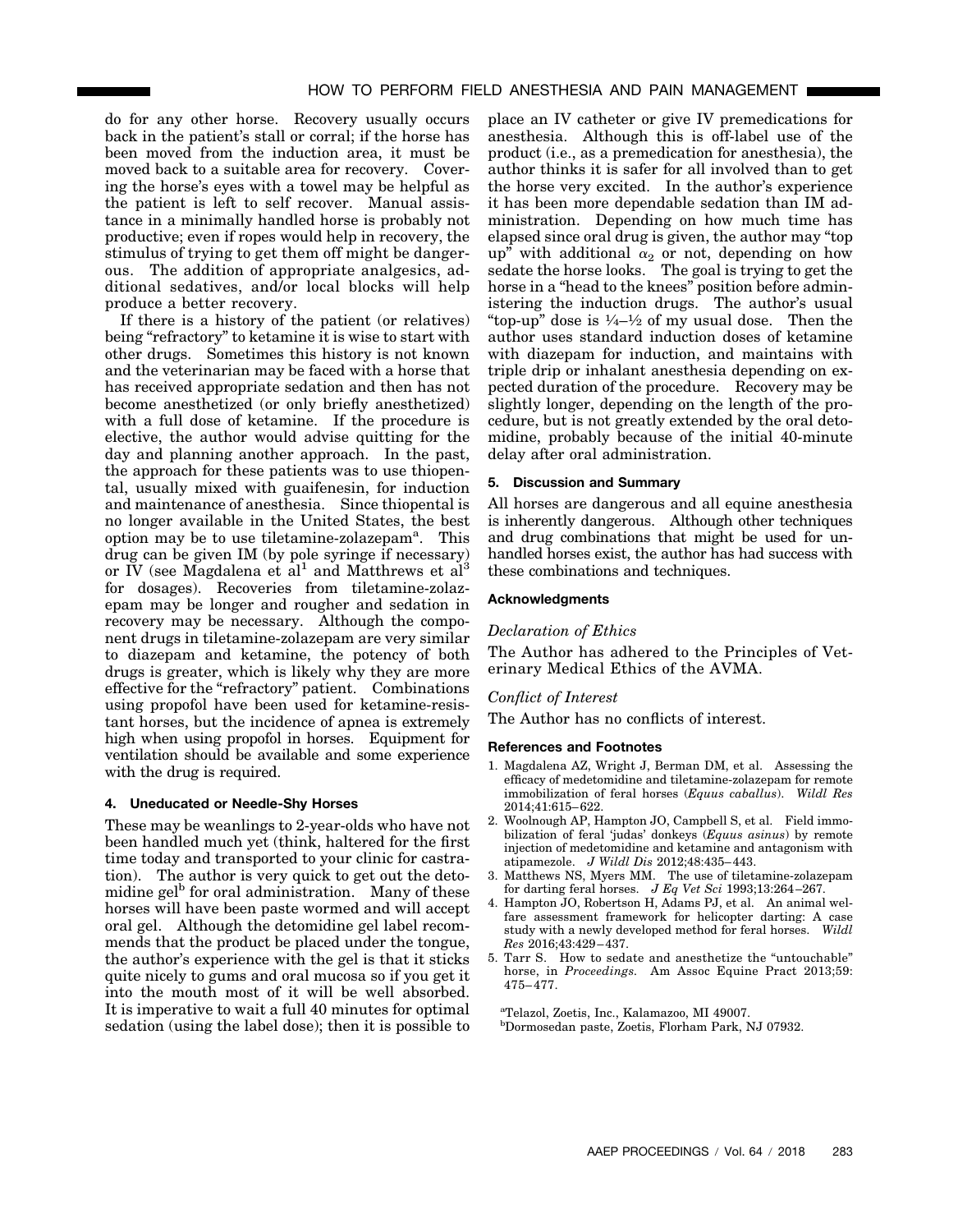do for any other horse. Recovery usually occurs back in the patient's stall or corral; if the horse has been moved from the induction area, it must be moved back to a suitable area for recovery. Covering the horse's eyes with a towel may be helpful as the patient is left to self recover. Manual assistance in a minimally handled horse is probably not productive; even if ropes would help in recovery, the stimulus of trying to get them off might be dangerous. The addition of appropriate analgesics, additional sedatives, and/or local blocks will help produce a better recovery.

If there is a history of the patient (or relatives) being "refractory" to ketamine it is wise to start with other drugs. Sometimes this history is not known and the veterinarian may be faced with a horse that has received appropriate sedation and then has not become anesthetized (or only briefly anesthetized) with a full dose of ketamine. If the procedure is elective, the author would advise quitting for the day and planning another approach. In the past, the approach for these patients was to use thiopental, usually mixed with guaifenesin, for induction and maintenance of anesthesia. Since thiopental is no longer available in the United States, the best option may be to use tiletamine-zolazepam[a]. This drug can be given IM (by pole syringe if necessary) or IV (see Magdalena et al[1] and Matthrews et al[3] for dosages). Recoveries from tiletamine-zolazepam may be longer and rougher and sedation in recovery may be necessary. Although the component drugs in tiletamine-zolazepam are very similar to diazepam and ketamine, the potency of both drugs is greater, which is likely why they are more effective for the "refractory" patient. Combinations using propofol have been used for ketamine-resistant horses, but the incidence of apnea is extremely high when using propofol in horses. Equipment for ventilation should be available and some experience with the drug is required.

## 4. Uneducated or Needle-Shy Horses

These may be weanlings to 2-year-olds who have not been handled much yet (think, haltered for the first time today and transported to your clinic for castration). The author is very quick to get out the detomidine gel[b] for oral administration. Many of these horses will have been paste wormed and will accept oral gel. Although the detomidine gel label recommends that the product be placed under the tongue, the author's experience with the gel is that it sticks quite nicely to gums and oral mucosa so if you get it into the mouth most of it will be well absorbed. It is imperative to wait a full 40 minutes for optimal sedation (using the label dose); then it is possible to place an IV catheter or give IV premedications for anesthesia. Although this is off-label use of the product (i.e., as a premedication for anesthesia), the author thinks it is safer for all involved than to get the horse very excited. In the author's experience it has been more dependable sedation than IM administration. Depending on how much time has elapsed since oral drug is given, the author may "top up" with additional $\alpha_2$ or not, depending on how sedate the horse looks. The goal is trying to get the horse in a "head to the knees" position before administering the induction drugs. The author's usual "top-up" dose is ¼–½ of my usual dose. Then the author uses standard induction doses of ketamine with diazepam for induction, and maintains with triple drip or inhalant anesthesia depending on expected duration of the procedure. Recovery may be slightly longer, depending on the length of the procedure, but is not greatly extended by the oral detomidine, probably because of the initial 40-minute delay after oral administration.

## 5. Discussion and Summary

All horses are dangerous and all equine anesthesia is inherently dangerous. Although other techniques and drug combinations that might be used for unhandled horses exist, the author has had success with these combinations and techniques.

### Acknowledgments

*Declaration of Ethics*

The Author has adhered to the Principles of Veterinary Medical Ethics of the AVMA.

*Conflict of Interest*

The Author has no conflicts of interest.

### References and Footnotes

1. Magdalena AZ, Wright J, Berman DM, et al. Assessing the efficacy of medetomidine and tiletamine-zolazepam for remote immobilization of feral horses (*Equus caballus*). *Wildl Res* 2014;41:615–622.
2. Woolnough AP, Hampton JO, Campbell S, et al. Field immobilization of feral 'judas' donkeys (*Equus asinus*) by remote injection of medetomidine and ketamine and antagonism with atipamezole. *J Wildl Dis* 2012;48:435–443.
3. Matthews NS, Myers MM. The use of tiletamine-zolazepam for darting feral horses. *J Eq Vet Sci* 1993;13:264–267.
4. Hampton JO, Robertson H, Adams PJ, et al. An animal welfare assessment framework for helicopter darting: A case study with a newly developed method for feral horses. *Wildl Res* 2016;43:429–437.
5. Tarr S. How to sedate and anesthetize the "untouchable" horse, in *Proceedings*. Am Assoc Equine Pract 2013;59: 475–477.

[a]Telazol, Zoetis, Inc., Kalamazoo, MI 49007.
[b]Dormosedan paste, Zoetis, Florham Park, NJ 07932.